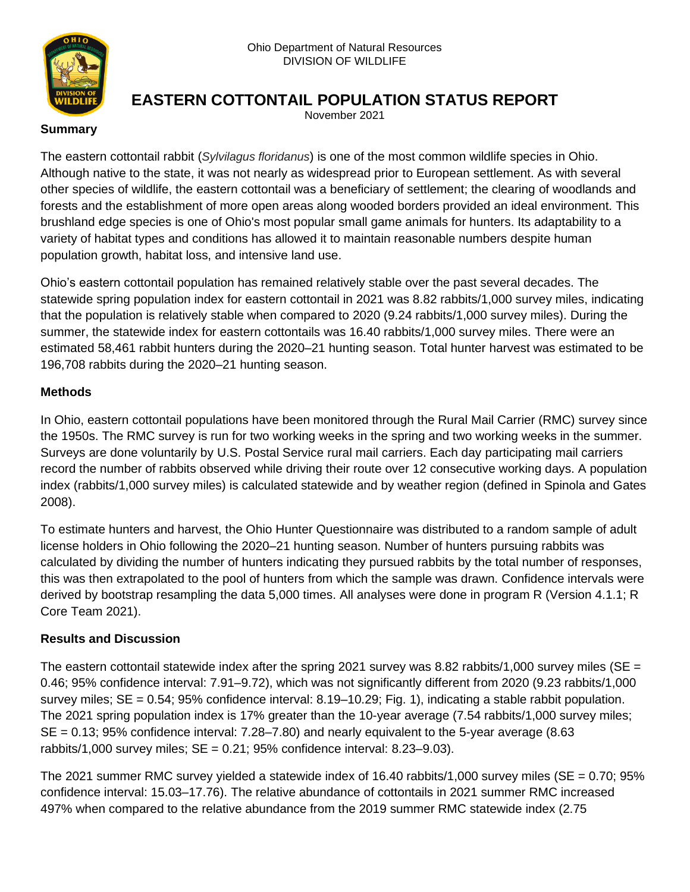Ohio Department of Natural Resources
DIVISION OF WILDLIFE

# EASTERN COTTONTAIL POPULATION STATUS REPORT

November 2021

## Summary

The eastern cottontail rabbit (*Sylvilagus floridanus*) is one of the most common wildlife species in Ohio. Although native to the state, it was not nearly as widespread prior to European settlement. As with several other species of wildlife, the eastern cottontail was a beneficiary of settlement; the clearing of woodlands and forests and the establishment of more open areas along wooded borders provided an ideal environment. This brushland edge species is one of Ohio's most popular small game animals for hunters. Its adaptability to a variety of habitat types and conditions has allowed it to maintain reasonable numbers despite human population growth, habitat loss, and intensive land use.

Ohio's eastern cottontail population has remained relatively stable over the past several decades. The statewide spring population index for eastern cottontail in 2021 was 8.82 rabbits/1,000 survey miles, indicating that the population is relatively stable when compared to 2020 (9.24 rabbits/1,000 survey miles). During the summer, the statewide index for eastern cottontails was 16.40 rabbits/1,000 survey miles. There were an estimated 58,461 rabbit hunters during the 2020–21 hunting season. Total hunter harvest was estimated to be 196,708 rabbits during the 2020–21 hunting season.

## Methods

In Ohio, eastern cottontail populations have been monitored through the Rural Mail Carrier (RMC) survey since the 1950s. The RMC survey is run for two working weeks in the spring and two working weeks in the summer. Surveys are done voluntarily by U.S. Postal Service rural mail carriers. Each day participating mail carriers record the number of rabbits observed while driving their route over 12 consecutive working days. A population index (rabbits/1,000 survey miles) is calculated statewide and by weather region (defined in Spinola and Gates 2008).

To estimate hunters and harvest, the Ohio Hunter Questionnaire was distributed to a random sample of adult license holders in Ohio following the 2020–21 hunting season. Number of hunters pursuing rabbits was calculated by dividing the number of hunters indicating they pursued rabbits by the total number of responses, this was then extrapolated to the pool of hunters from which the sample was drawn. Confidence intervals were derived by bootstrap resampling the data 5,000 times. All analyses were done in program R (Version 4.1.1; R Core Team 2021).

## Results and Discussion

The eastern cottontail statewide index after the spring 2021 survey was 8.82 rabbits/1,000 survey miles (SE = 0.46; 95% confidence interval: 7.91–9.72), which was not significantly different from 2020 (9.23 rabbits/1,000 survey miles; SE = 0.54; 95% confidence interval: 8.19–10.29; Fig. 1), indicating a stable rabbit population. The 2021 spring population index is 17% greater than the 10-year average (7.54 rabbits/1,000 survey miles; SE = 0.13; 95% confidence interval: 7.28–7.80) and nearly equivalent to the 5-year average (8.63 rabbits/1,000 survey miles; SE = 0.21; 95% confidence interval: 8.23–9.03).

The 2021 summer RMC survey yielded a statewide index of 16.40 rabbits/1,000 survey miles (SE = 0.70; 95% confidence interval: 15.03–17.76). The relative abundance of cottontails in 2021 summer RMC increased 497% when compared to the relative abundance from the 2019 summer RMC statewide index (2.75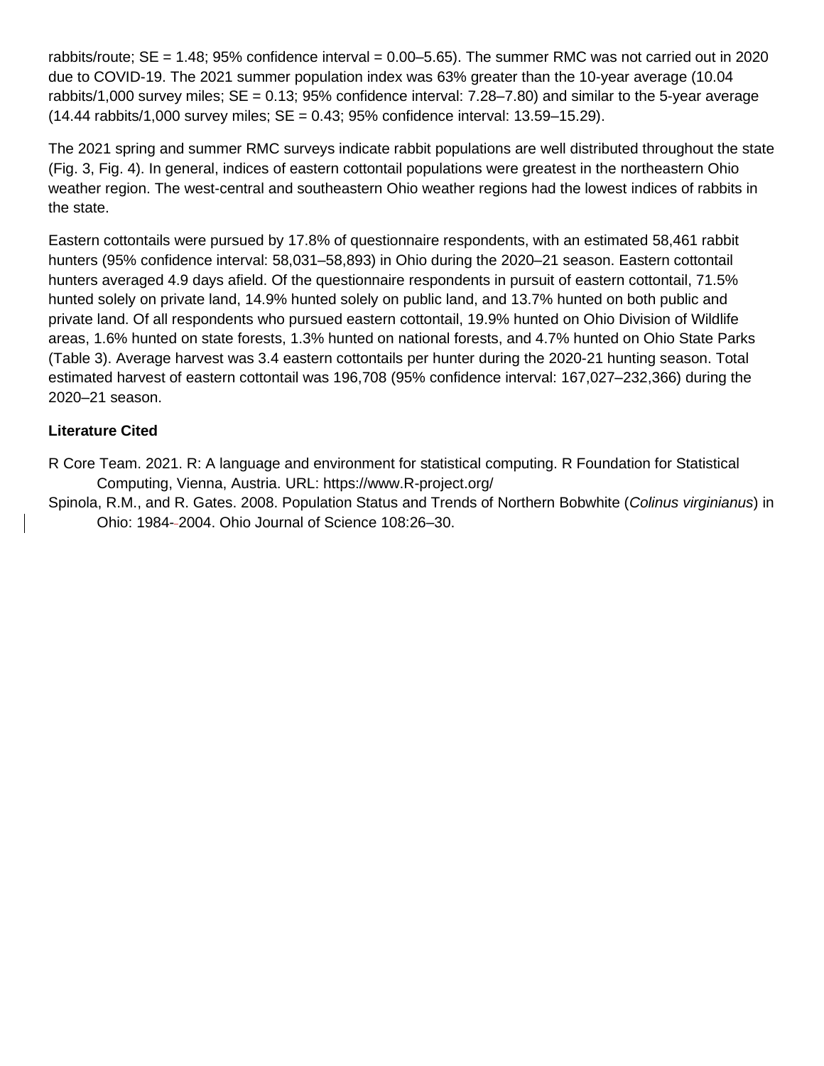rabbits/route; SE = 1.48; 95% confidence interval = 0.00–5.65). The summer RMC was not carried out in 2020 due to COVID-19. The 2021 summer population index was 63% greater than the 10-year average (10.04 rabbits/1,000 survey miles; SE = 0.13; 95% confidence interval: 7.28–7.80) and similar to the 5-year average (14.44 rabbits/1,000 survey miles; SE = 0.43; 95% confidence interval: 13.59–15.29).

The 2021 spring and summer RMC surveys indicate rabbit populations are well distributed throughout the state (Fig. 3, Fig. 4). In general, indices of eastern cottontail populations were greatest in the northeastern Ohio weather region. The west-central and southeastern Ohio weather regions had the lowest indices of rabbits in the state.

Eastern cottontails were pursued by 17.8% of questionnaire respondents, with an estimated 58,461 rabbit hunters (95% confidence interval: 58,031–58,893) in Ohio during the 2020–21 season. Eastern cottontail hunters averaged 4.9 days afield. Of the questionnaire respondents in pursuit of eastern cottontail, 71.5% hunted solely on private land, 14.9% hunted solely on public land, and 13.7% hunted on both public and private land. Of all respondents who pursued eastern cottontail, 19.9% hunted on Ohio Division of Wildlife areas, 1.6% hunted on state forests, 1.3% hunted on national forests, and 4.7% hunted on Ohio State Parks (Table 3). Average harvest was 3.4 eastern cottontails per hunter during the 2020-21 hunting season. Total estimated harvest of eastern cottontail was 196,708 (95% confidence interval: 167,027–232,366) during the 2020–21 season.

**Literature Cited**

R Core Team. 2021. R: A language and environment for statistical computing. R Foundation for Statistical Computing, Vienna, Austria. URL: https://www.R-project.org/

Spinola, R.M., and R. Gates. 2008. Population Status and Trends of Northern Bobwhite (*Colinus virginianus*) in Ohio: 1984–2004. Ohio Journal of Science 108:26–30.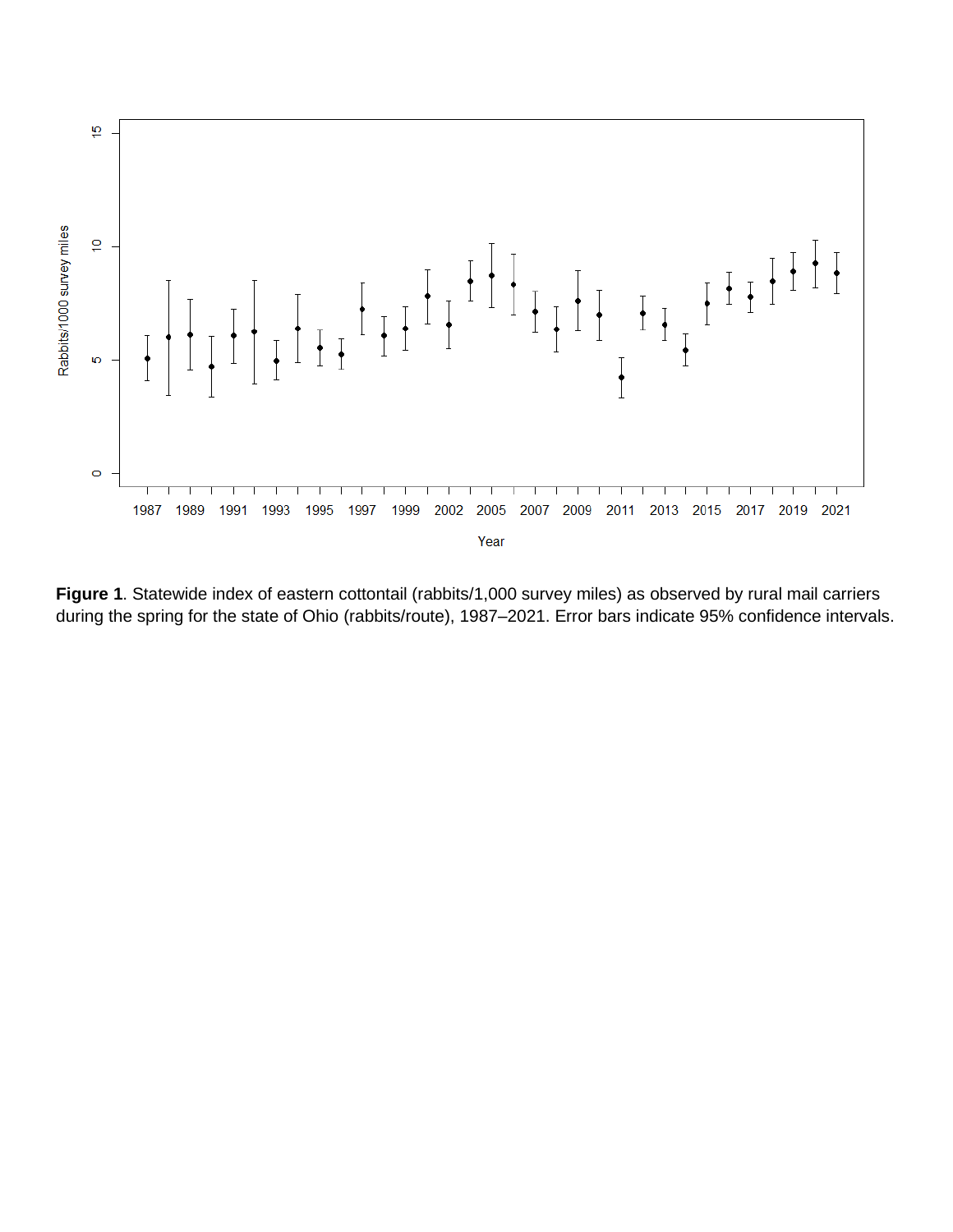15

10

5

0

Rabbits/1000 survey miles

1987 1989 1991 1993 1995 1997 1999 2002 2005 2007 2009 2011 2013 2015 2017 2019 2021

Year

**Figure 1**. Statewide index of eastern cottontail (rabbits/1,000 survey miles) as observed by rural mail carriers during the spring for the state of Ohio (rabbits/route), 1987–2021. Error bars indicate 95% confidence intervals.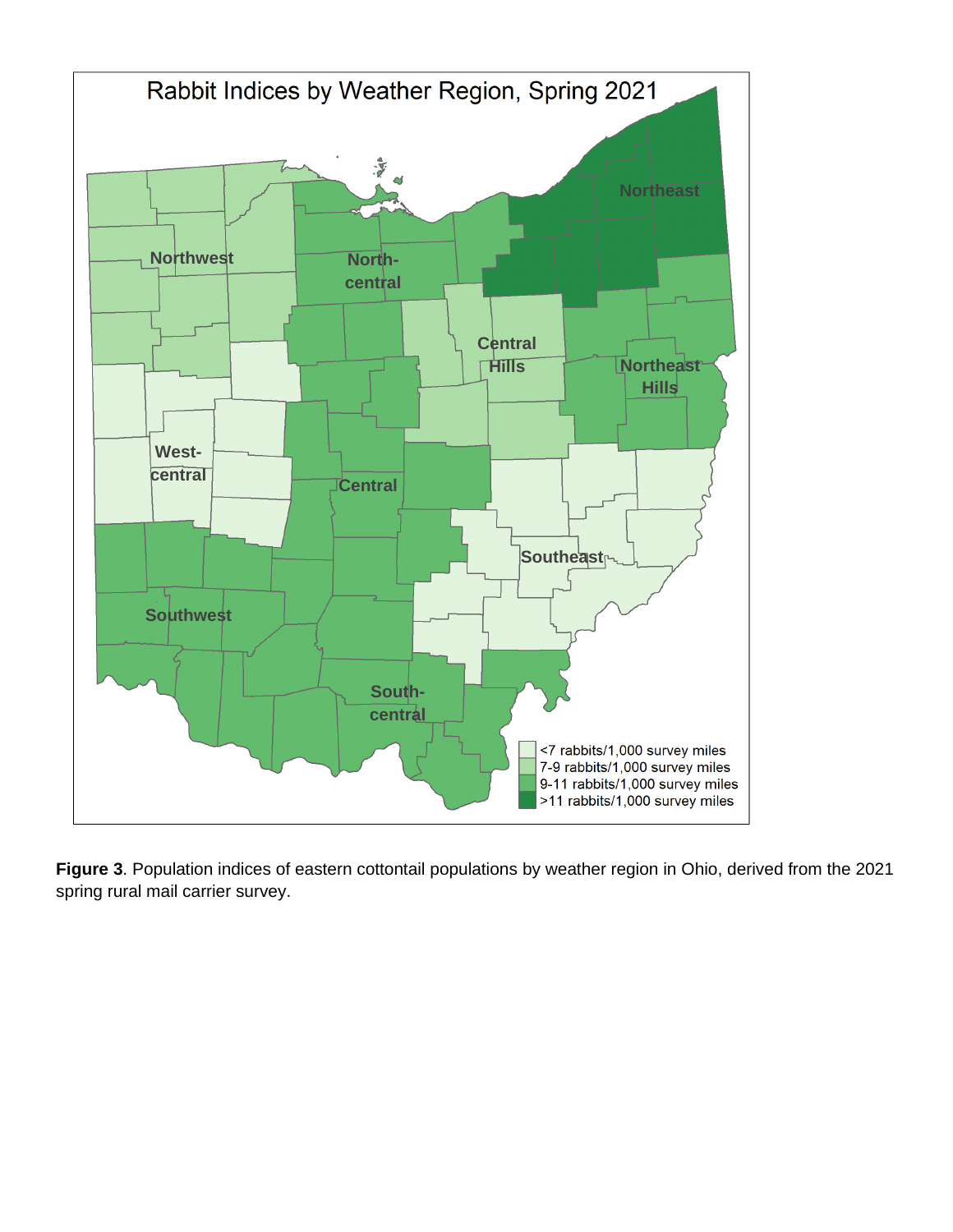Rabbit Indices by Weather Region, Spring 2021

Northwest

North-
central

Northeast

Central
Hills

Northeast
Hills

West-
central

Central

Southeast

Southwest

South-
central

<7 rabbits/1,000 survey miles
7-9 rabbits/1,000 survey miles
9-11 rabbits/1,000 survey miles
>11 rabbits/1,000 survey miles

**Figure 3**. Population indices of eastern cottontail populations by weather region in Ohio, derived from the 2021 spring rural mail carrier survey.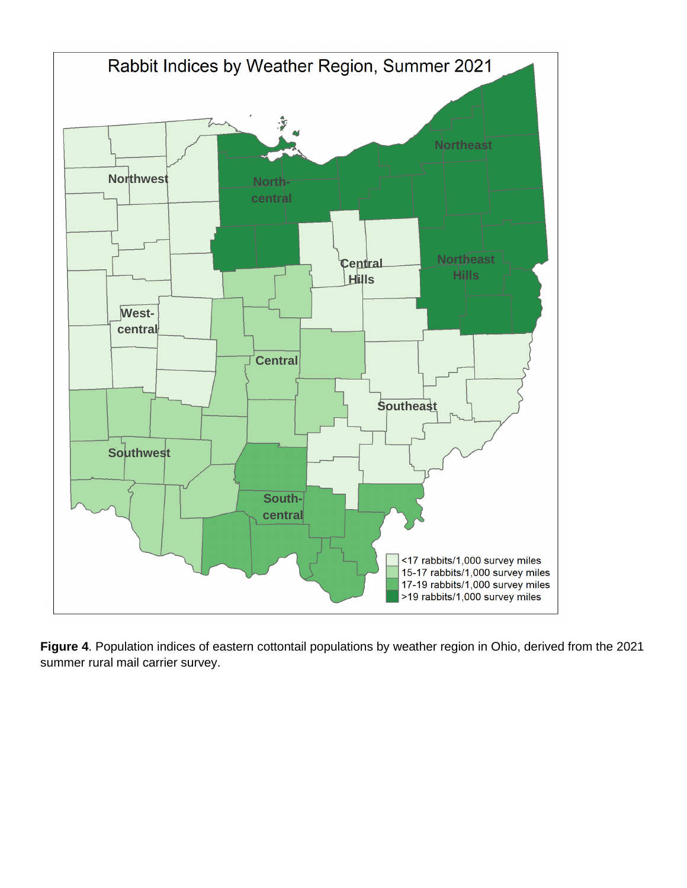Rabbit Indices by Weather Region, Summer 2021

Northwest

North-central

Northeast

Central Hills

Northeast Hills

West-central

Central

Southeast

Southwest

South-central

<17 rabbits/1,000 survey miles

15-17 rabbits/1,000 survey miles

17-19 rabbits/1,000 survey miles

>19 rabbits/1,000 survey miles

**Figure 4**. Population indices of eastern cottontail populations by weather region in Ohio, derived from the 2021 summer rural mail carrier survey.